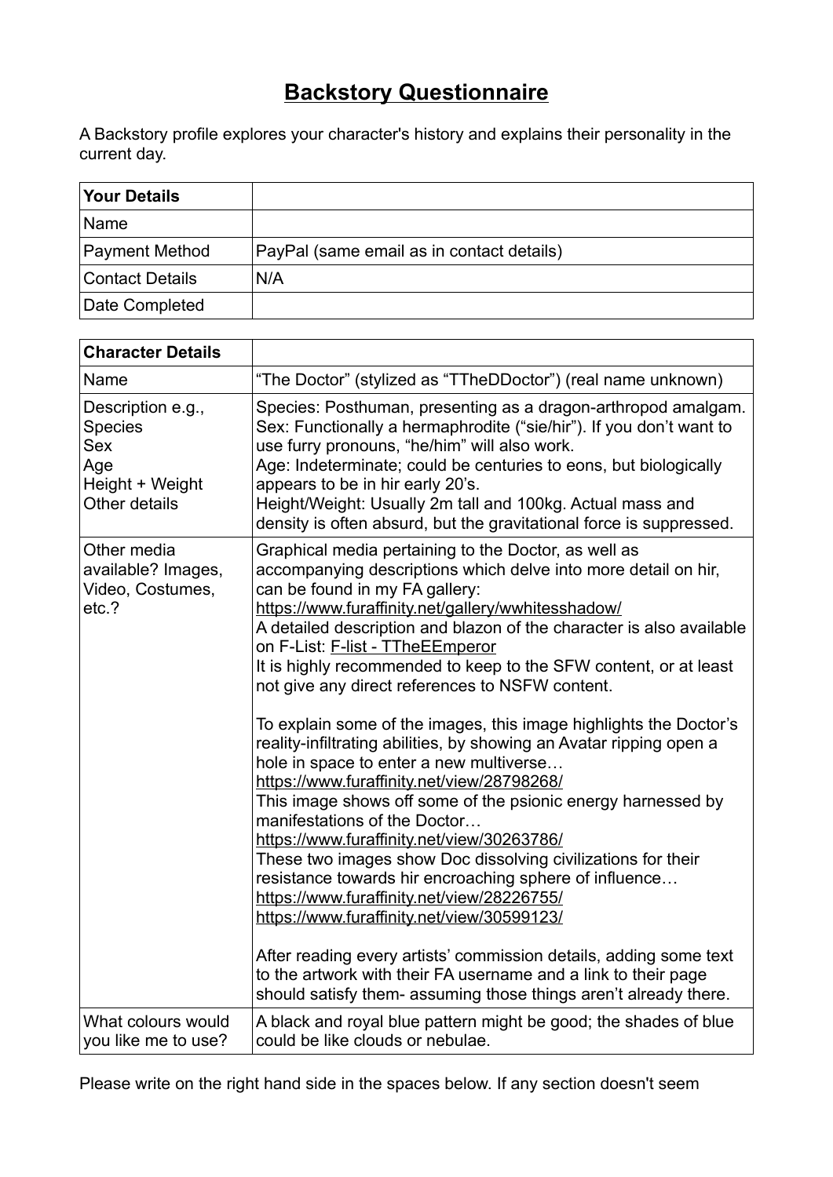# Backstory Questionnaire

A Backstory profile explores your character's history and explains their personality in the current day.

| Your Details | |
|---|---|
| Name | |
| Payment Method | PayPal (same email as in contact details) |
| Contact Details | N/A |
| Date Completed | |

| Character Details | |
|---|---|
| Name | "The Doctor" (stylized as "TTheDDoctor") (real name unknown) |
| Description e.g., Species Sex Age Height + Weight Other details | Species: Posthuman, presenting as a dragon-arthropod amalgam.<br>Sex: Functionally a hermaphrodite ("sie/hir"). If you don't want to use furry pronouns, "he/him" will also work.<br>Age: Indeterminate; could be centuries to eons, but biologically appears to be in hir early 20's.<br>Height/Weight: Usually 2m tall and 100kg. Actual mass and density is often absurd, but the gravitational force is suppressed. |
| Other media available? Images, Video, Costumes, etc.? | Graphical media pertaining to the Doctor, as well as accompanying descriptions which delve into more detail on hir, can be found in my FA gallery:<br>https://www.furaffinity.net/gallery/wwhitesshadow/<br>A detailed description and blazon of the character is also available on F-List: F-list - TTheEEmperor<br>It is highly recommended to keep to the SFW content, or at least not give any direct references to NSFW content.<br><br>To explain some of the images, this image highlights the Doctor's reality-infiltrating abilities, by showing an Avatar ripping open a hole in space to enter a new multiverse…<br>https://www.furaffinity.net/view/28798268/<br>This image shows off some of the psionic energy harnessed by manifestations of the Doctor…<br>https://www.furaffinity.net/view/30263786/<br>These two images show Doc dissolving civilizations for their resistance towards hir encroaching sphere of influence…<br>https://www.furaffinity.net/view/28226755/<br>https://www.furaffinity.net/view/30599123/<br><br>After reading every artists' commission details, adding some text to the artwork with their FA username and a link to their page should satisfy them- assuming those things aren't already there. |
| What colours would you like me to use? | A black and royal blue pattern might be good; the shades of blue could be like clouds or nebulae. |

Please write on the right hand side in the spaces below. If any section doesn't seem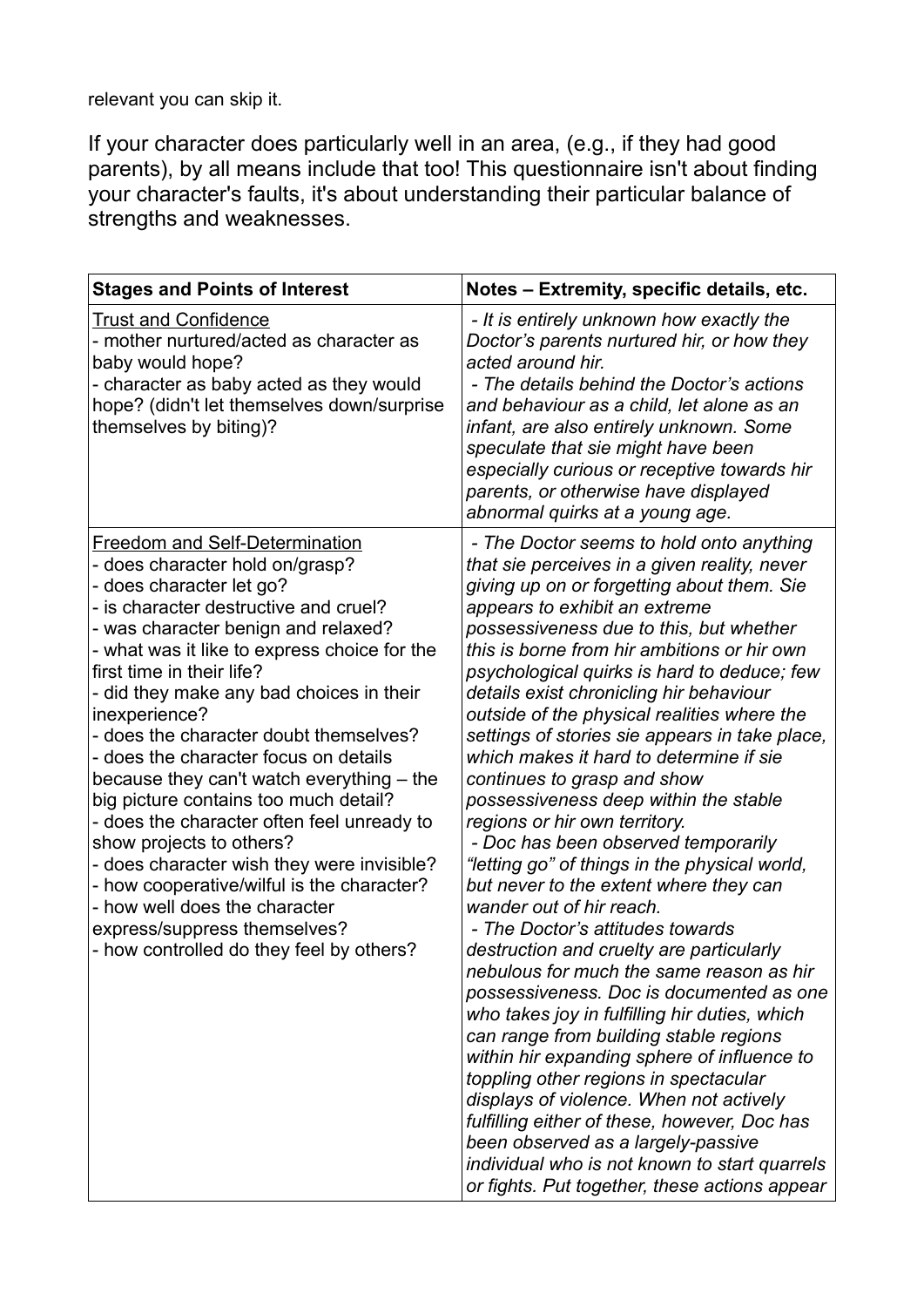relevant you can skip it.

If your character does particularly well in an area, (e.g., if they had good parents), by all means include that too! This questionnaire isn't about finding your character's faults, it's about understanding their particular balance of strengths and weaknesses.

| **Stages and Points of Interest** | **Notes – Extremity, specific details, etc.** |
|---|---|
| <u>Trust and Confidence</u><br>- mother nurtured/acted as character as baby would hope?<br>- character as baby acted as they would hope? (didn't let themselves down/surprise themselves by biting)? | *- It is entirely unknown how exactly the Doctor's parents nurtured hir, or how they acted around hir.*<br>*- The details behind the Doctor's actions and behaviour as a child, let alone as an infant, are also entirely unknown. Some speculate that sie might have been especially curious or receptive towards hir parents, or otherwise have displayed abnormal quirks at a young age.* |
| <u>Freedom and Self-Determination</u><br>- does character hold on/grasp?<br>- does character let go?<br>- is character destructive and cruel?<br>- was character benign and relaxed?<br>- what was it like to express choice for the first time in their life?<br>- did they make any bad choices in their inexperience?<br>- does the character doubt themselves?<br>- does the character focus on details because they can't watch everything – the big picture contains too much detail?<br>- does the character often feel unready to show projects to others?<br>- does character wish they were invisible?<br>- how cooperative/wilful is the character?<br>- how well does the character express/suppress themselves?<br>- how controlled do they feel by others? | *- The Doctor seems to hold onto anything that sie perceives in a given reality, never giving up on or forgetting about them. Sie appears to exhibit an extreme possessiveness due to this, but whether this is borne from hir ambitions or hir own psychological quirks is hard to deduce; few details exist chronicling hir behaviour outside of the physical realities where the settings of stories sie appears in take place, which makes it hard to determine if sie continues to grasp and show possessiveness deep within the stable regions or hir own territory.*<br>*- Doc has been observed temporarily "letting go" of things in the physical world, but never to the extent where they can wander out of hir reach.*<br>*- The Doctor's attitudes towards destruction and cruelty are particularly nebulous for much the same reason as hir possessiveness. Doc is documented as one who takes joy in fulfilling hir duties, which can range from building stable regions within hir expanding sphere of influence to toppling other regions in spectacular displays of violence. When not actively fulfilling either of these, however, Doc has been observed as a largely-passive individual who is not known to start quarrels or fights. Put together, these actions appear* |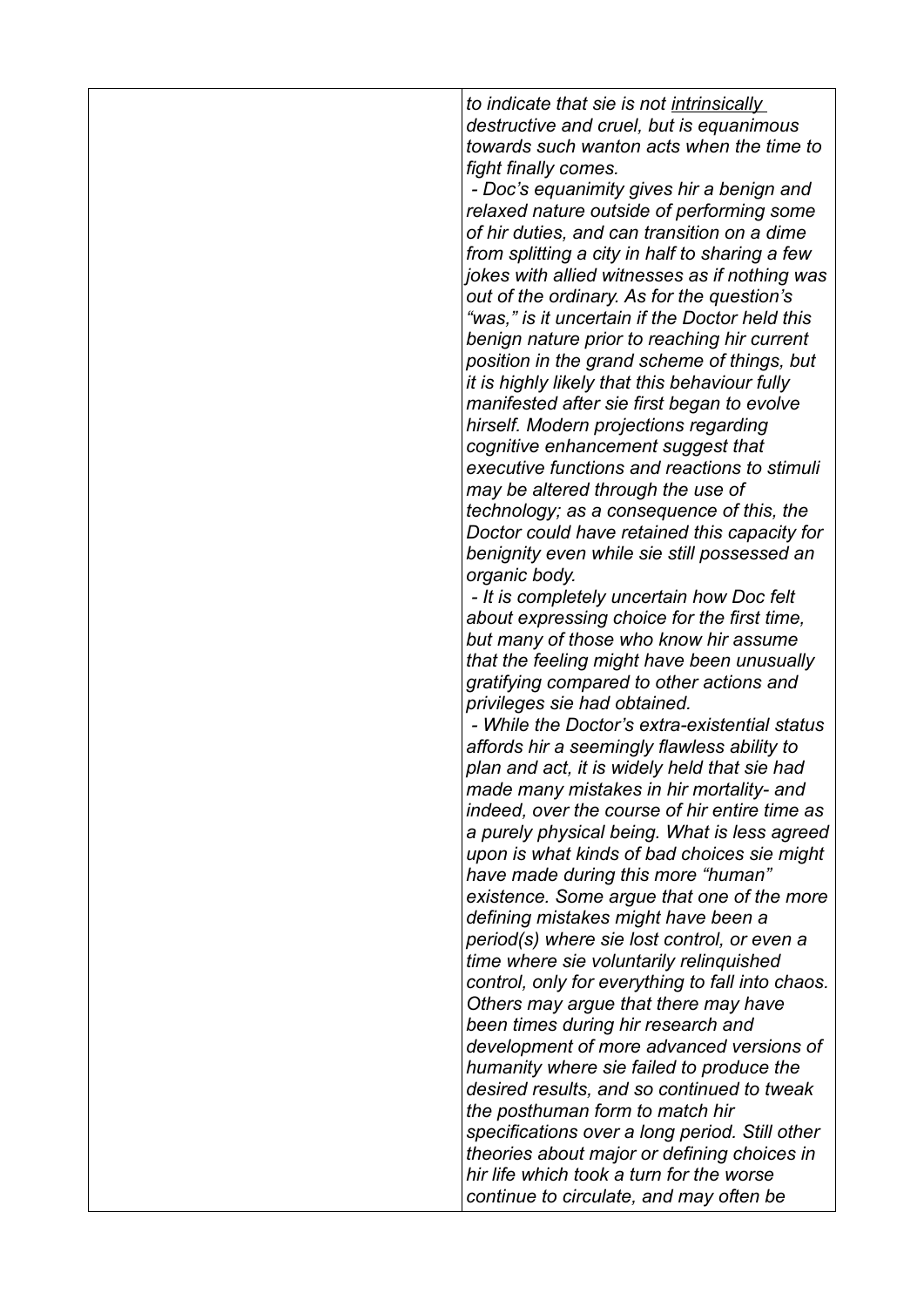| | *to indicate that sie is not <u>intrinsically</u> destructive and cruel, but is equanimous towards such wanton acts when the time to fight finally comes.*<br>*- Doc's equanimity gives hir a benign and relaxed nature outside of performing some of hir duties, and can transition on a dime from splitting a city in half to sharing a few jokes with allied witnesses as if nothing was out of the ordinary. As for the question's "was," is it uncertain if the Doctor held this benign nature prior to reaching hir current position in the grand scheme of things, but it is highly likely that this behaviour fully manifested after sie first began to evolve hirself. Modern projections regarding cognitive enhancement suggest that executive functions and reactions to stimuli may be altered through the use of technology; as a consequence of this, the Doctor could have retained this capacity for benignity even while sie still possessed an organic body.*<br>*- It is completely uncertain how Doc felt about expressing choice for the first time, but many of those who know hir assume that the feeling might have been unusually gratifying compared to other actions and privileges sie had obtained.*<br>*- While the Doctor's extra-existential status affords hir a seemingly flawless ability to plan and act, it is widely held that sie had made many mistakes in hir mortality- and indeed, over the course of hir entire time as a purely physical being. What is less agreed upon is what kinds of bad choices sie might have made during this more "human" existence. Some argue that one of the more defining mistakes might have been a period(s) where sie lost control, or even a time where sie voluntarily relinquished control, only for everything to fall into chaos. Others may argue that there may have been times during hir research and development of more advanced versions of humanity where sie failed to produce the desired results, and so continued to tweak the posthuman form to match hir specifications over a long period. Still other theories about major or defining choices in hir life which took a turn for the worse continue to circulate, and may often be* |
|---|---|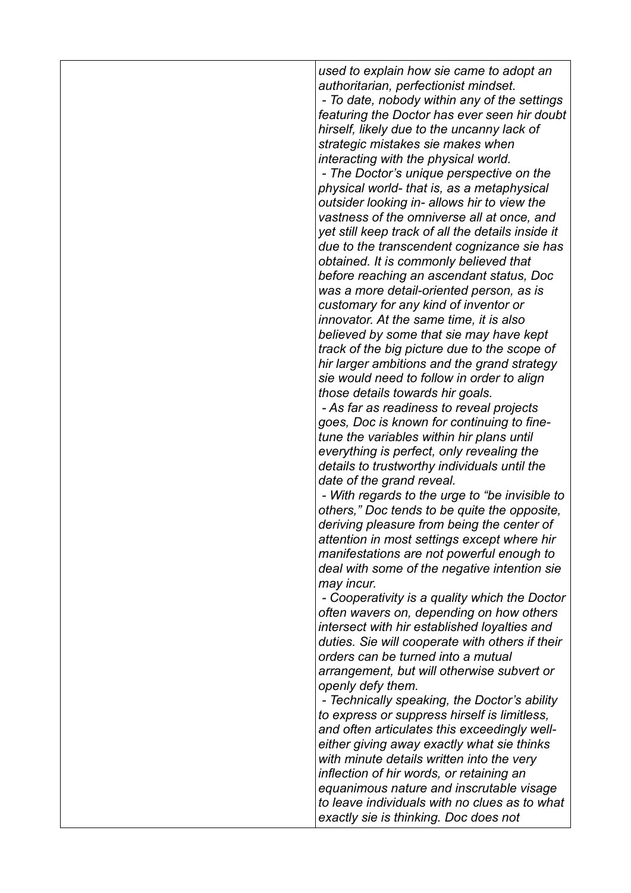| | |
|---|---|
| | *used to explain how sie came to adopt an authoritarian, perfectionist mindset.*<br>*- To date, nobody within any of the settings featuring the Doctor has ever seen hir doubt hirself, likely due to the uncanny lack of strategic mistakes sie makes when interacting with the physical world.*<br>*- The Doctor's unique perspective on the physical world- that is, as a metaphysical outsider looking in- allows hir to view the vastness of the omniverse all at once, and yet still keep track of all the details inside it due to the transcendent cognizance sie has obtained. It is commonly believed that before reaching an ascendant status, Doc was a more detail-oriented person, as is customary for any kind of inventor or innovator. At the same time, it is also believed by some that sie may have kept track of the big picture due to the scope of hir larger ambitions and the grand strategy sie would need to follow in order to align those details towards hir goals.*<br>*- As far as readiness to reveal projects goes, Doc is known for continuing to fine-tune the variables within hir plans until everything is perfect, only revealing the details to trustworthy individuals until the date of the grand reveal.*<br>*- With regards to the urge to "be invisible to others," Doc tends to be quite the opposite, deriving pleasure from being the center of attention in most settings except where hir manifestations are not powerful enough to deal with some of the negative intention sie may incur.*<br>*- Cooperativity is a quality which the Doctor often wavers on, depending on how others intersect with hir established loyalties and duties. Sie will cooperate with others if their orders can be turned into a mutual arrangement, but will otherwise subvert or openly defy them.*<br>*- Technically speaking, the Doctor's ability to express or suppress hirself is limitless, and often articulates this exceedingly well- either giving away exactly what sie thinks with minute details written into the very inflection of hir words, or retaining an equanimous nature and inscrutable visage to leave individuals with no clues as to what exactly sie is thinking. Doc does not* |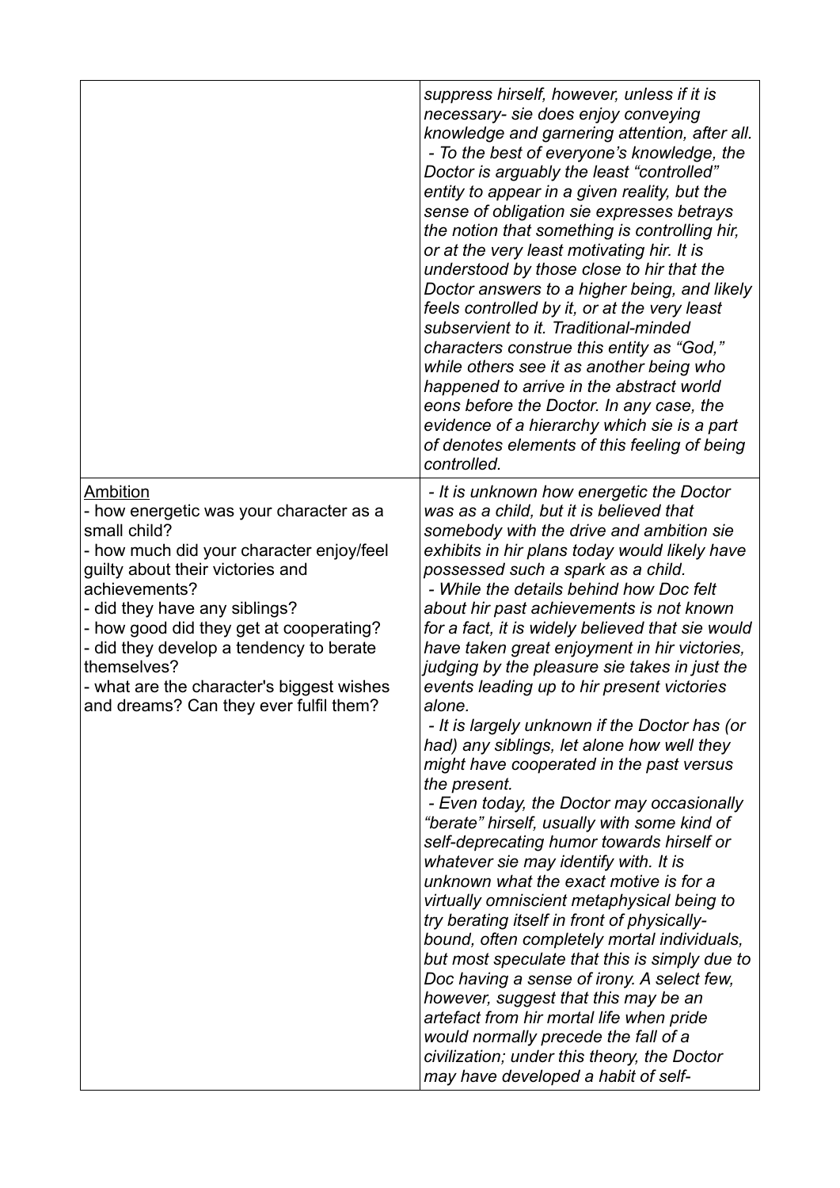| | |
|---|---|
| | *suppress hirself, however, unless if it is necessary- sie does enjoy conveying knowledge and garnering attention, after all.*<br>*- To the best of everyone's knowledge, the Doctor is arguably the least "controlled" entity to appear in a given reality, but the sense of obligation sie expresses betrays the notion that something is controlling hir, or at the very least motivating hir. It is understood by those close to hir that the Doctor answers to a higher being, and likely feels controlled by it, or at the very least subservient to it. Traditional-minded characters construe this entity as "God," while others see it as another being who happened to arrive in the abstract world eons before the Doctor. In any case, the evidence of a hierarchy which sie is a part of denotes elements of this feeling of being controlled.* |
| <u>Ambition</u><br>- how energetic was your character as a small child?<br>- how much did your character enjoy/feel guilty about their victories and achievements?<br>- did they have any siblings?<br>- how good did they get at cooperating?<br>- did they develop a tendency to berate themselves?<br>- what are the character's biggest wishes and dreams? Can they ever fulfil them? | *- It is unknown how energetic the Doctor was as a child, but it is believed that somebody with the drive and ambition sie exhibits in hir plans today would likely have possessed such a spark as a child.*<br>*- While the details behind how Doc felt about hir past achievements is not known for a fact, it is widely believed that sie would have taken great enjoyment in hir victories, judging by the pleasure sie takes in just the events leading up to hir present victories alone.*<br>*- It is largely unknown if the Doctor has (or had) any siblings, let alone how well they might have cooperated in the past versus the present.*<br>*- Even today, the Doctor may occasionally "berate" hirself, usually with some kind of self-deprecating humor towards hirself or whatever sie may identify with. It is unknown what the exact motive is for a virtually omniscient metaphysical being to try berating itself in front of physically-bound, often completely mortal individuals, but most speculate that this is simply due to Doc having a sense of irony. A select few, however, suggest that this may be an artefact from hir mortal life when pride would normally precede the fall of a civilization; under this theory, the Doctor may have developed a habit of self-* |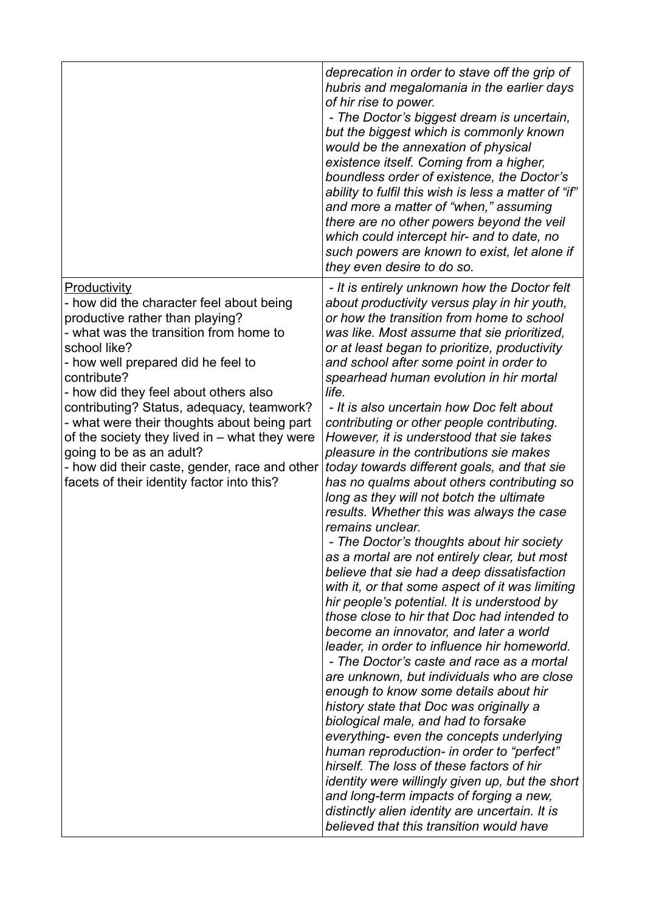| | |
|---|---|
| | *deprecation in order to stave off the grip of hubris and megalomania in the earlier days of hir rise to power.*<br>*- The Doctor's biggest dream is uncertain, but the biggest which is commonly known would be the annexation of physical existence itself. Coming from a higher, boundless order of existence, the Doctor's ability to fulfil this wish is less a matter of "if" and more a matter of "when," assuming there are no other powers beyond the veil which could intercept hir- and to date, no such powers are known to exist, let alone if they even desire to do so.* |
| <u>Productivity</u><br>- how did the character feel about being productive rather than playing?<br>- what was the transition from home to school like?<br>- how well prepared did he feel to contribute?<br>- how did they feel about others also contributing? Status, adequacy, teamwork?<br>- what were their thoughts about being part of the society they lived in – what they were going to be as an adult?<br>- how did their caste, gender, race and other facets of their identity factor into this? | *- It is entirely unknown how the Doctor felt about productivity versus play in hir youth, or how the transition from home to school was like. Most assume that sie prioritized, or at least began to prioritize, productivity and school after some point in order to spearhead human evolution in hir mortal life.*<br>*- It is also uncertain how Doc felt about contributing or other people contributing. However, it is understood that sie takes pleasure in the contributions sie makes today towards different goals, and that sie has no qualms about others contributing so long as they will not botch the ultimate results. Whether this was always the case remains unclear.*<br>*- The Doctor's thoughts about hir society as a mortal are not entirely clear, but most believe that sie had a deep dissatisfaction with it, or that some aspect of it was limiting hir people's potential. It is understood by those close to hir that Doc had intended to become an innovator, and later a world leader, in order to influence hir homeworld.*<br>*- The Doctor's caste and race as a mortal are unknown, but individuals who are close enough to know some details about hir history state that Doc was originally a biological male, and had to forsake everything- even the concepts underlying human reproduction- in order to "perfect" hirself. The loss of these factors of hir identity were willingly given up, but the short and long-term impacts of forging a new, distinctly alien identity are uncertain. It is believed that this transition would have* |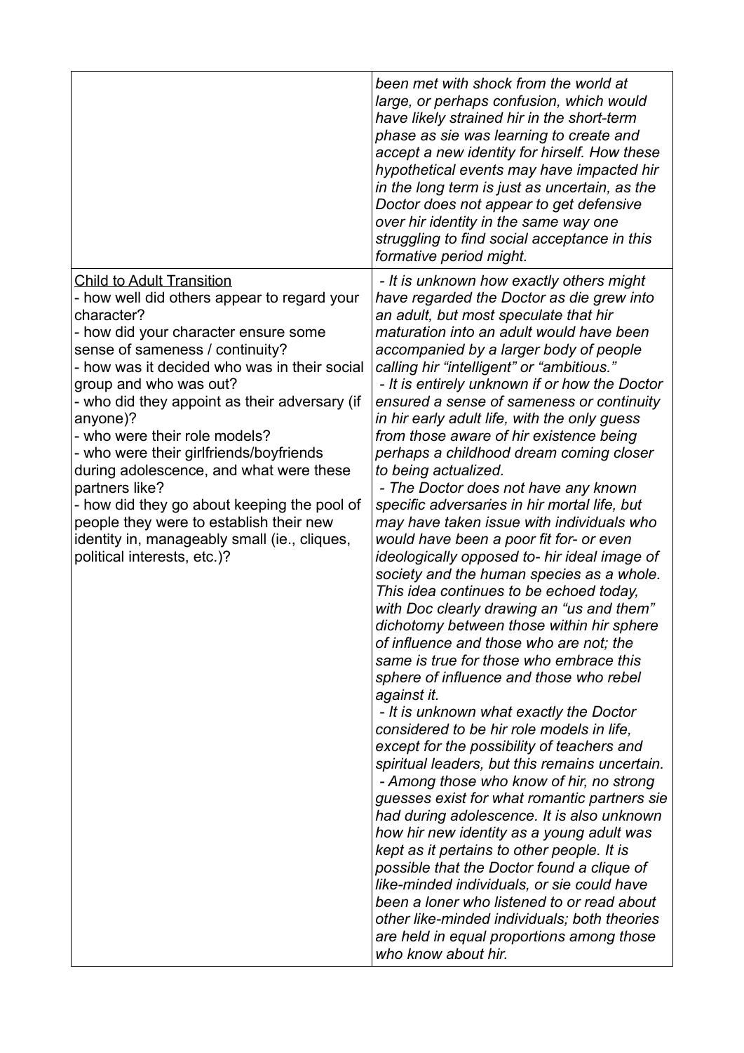| | |
|---|---|
| | *been met with shock from the world at large, or perhaps confusion, which would have likely strained hir in the short-term phase as sie was learning to create and accept a new identity for hirself. How these hypothetical events may have impacted hir in the long term is just as uncertain, as the Doctor does not appear to get defensive over hir identity in the same way one struggling to find social acceptance in this formative period might.* |
| <u>Child to Adult Transition</u><br>- how well did others appear to regard your character?<br>- how did your character ensure some sense of sameness / continuity?<br>- how was it decided who was in their social group and who was out?<br>- who did they appoint as their adversary (if anyone)?<br>- who were their role models?<br>- who were their girlfriends/boyfriends during adolescence, and what were these partners like?<br>- how did they go about keeping the pool of people they were to establish their new identity in, manageably small (ie., cliques, political interests, etc.)? | *- It is unknown how exactly others might have regarded the Doctor as die grew into an adult, but most speculate that hir maturation into an adult would have been accompanied by a larger body of people calling hir "intelligent" or "ambitious."*<br>*- It is entirely unknown if or how the Doctor ensured a sense of sameness or continuity in hir early adult life, with the only guess from those aware of hir existence being perhaps a childhood dream coming closer to being actualized.*<br>*- The Doctor does not have any known specific adversaries in hir mortal life, but may have taken issue with individuals who would have been a poor fit for- or even ideologically opposed to- hir ideal image of society and the human species as a whole. This idea continues to be echoed today, with Doc clearly drawing an "us and them" dichotomy between those within hir sphere of influence and those who are not; the same is true for those who embrace this sphere of influence and those who rebel against it.*<br>*- It is unknown what exactly the Doctor considered to be hir role models in life, except for the possibility of teachers and spiritual leaders, but this remains uncertain.*<br>*- Among those who know of hir, no strong guesses exist for what romantic partners sie had during adolescence. It is also unknown how hir new identity as a young adult was kept as it pertains to other people. It is possible that the Doctor found a clique of like-minded individuals, or sie could have been a loner who listened to or read about other like-minded individuals; both theories are held in equal proportions among those who know about hir.* |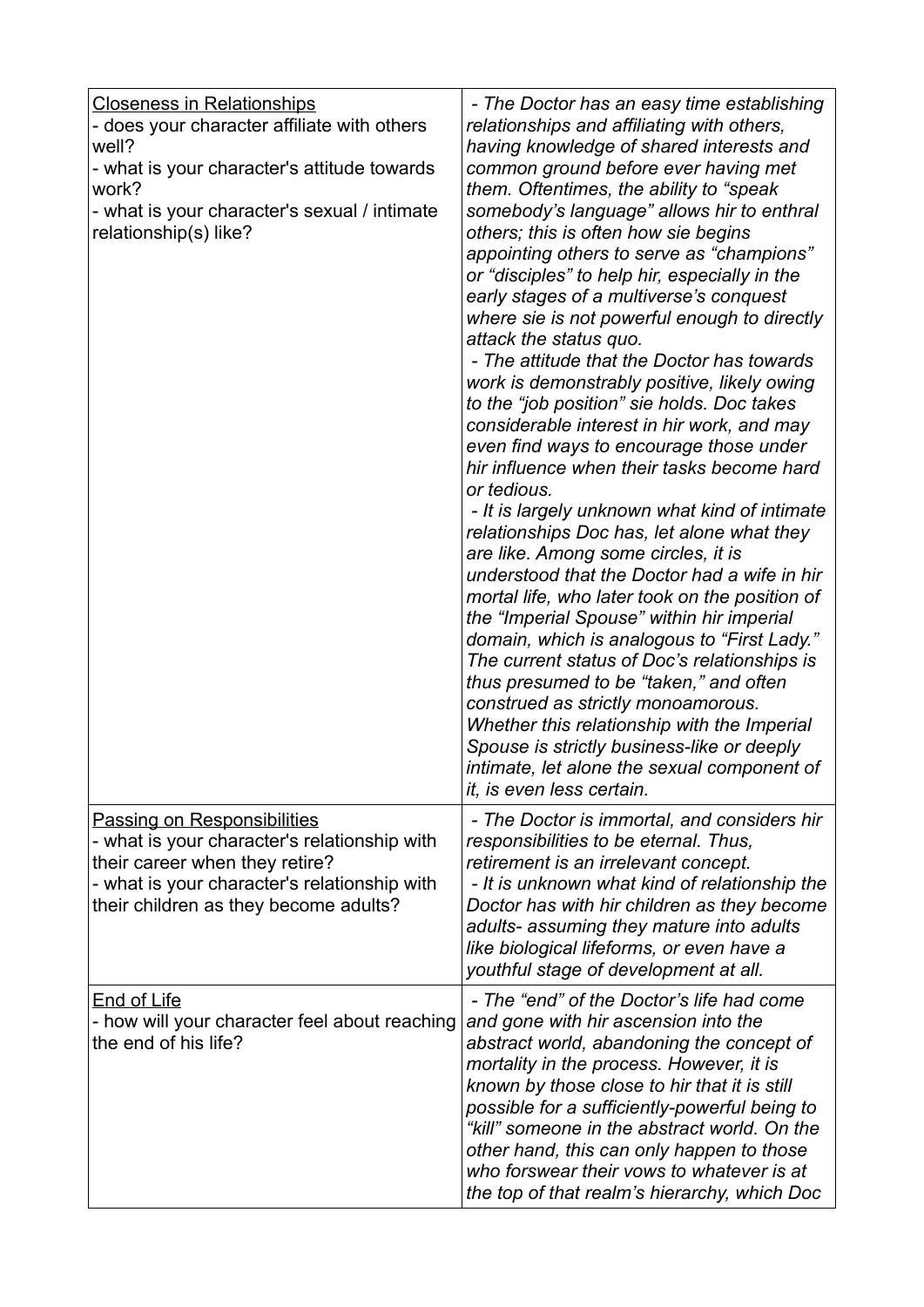| Closeness in Relationships<br>- does your character affiliate with others well?<br>- what is your character's attitude towards work?<br>- what is your character's sexual / intimate relationship(s) like? | *- The Doctor has an easy time establishing relationships and affiliating with others, having knowledge of shared interests and common ground before ever having met them. Oftentimes, the ability to "speak somebody's language" allows hir to enthral others; this is often how sie begins appointing others to serve as "champions" or "disciples" to help hir, especially in the early stages of a multiverse's conquest where sie is not powerful enough to directly attack the status quo.*<br>*- The attitude that the Doctor has towards work is demonstrably positive, likely owing to the "job position" sie holds. Doc takes considerable interest in hir work, and may even find ways to encourage those under hir influence when their tasks become hard or tedious.*<br>*- It is largely unknown what kind of intimate relationships Doc has, let alone what they are like. Among some circles, it is understood that the Doctor had a wife in hir mortal life, who later took on the position of the "Imperial Spouse" within hir imperial domain, which is analogous to "First Lady." The current status of Doc's relationships is thus presumed to be "taken," and often construed as strictly monoamorous. Whether this relationship with the Imperial Spouse is strictly business-like or deeply intimate, let alone the sexual component of it, is even less certain.* |
|---|---|
| Passing on Responsibilities<br>- what is your character's relationship with their career when they retire?<br>- what is your character's relationship with their children as they become adults? | *- The Doctor is immortal, and considers hir responsibilities to be eternal. Thus, retirement is an irrelevant concept.*<br>*- It is unknown what kind of relationship the Doctor has with hir children as they become adults- assuming they mature into adults like biological lifeforms, or even have a youthful stage of development at all.* |
| End of Life<br>- how will your character feel about reaching the end of his life? | *- The "end" of the Doctor's life had come and gone with hir ascension into the abstract world, abandoning the concept of mortality in the process. However, it is known by those close to hir that it is still possible for a sufficiently-powerful being to "kill" someone in the abstract world. On the other hand, this can only happen to those who forswear their vows to whatever is at the top of that realm's hierarchy, which Doc* |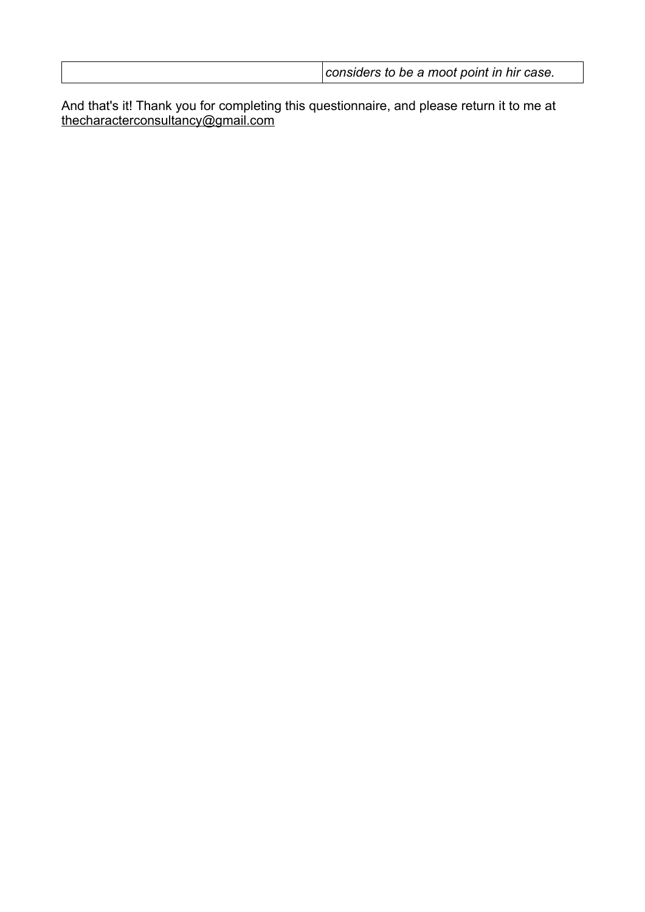| | |
|---|---|
| | *considers to be a moot point in hir case.* |

And that's it! Thank you for completing this questionnaire, and please return it to me at thecharacterconsultancy@gmail.com